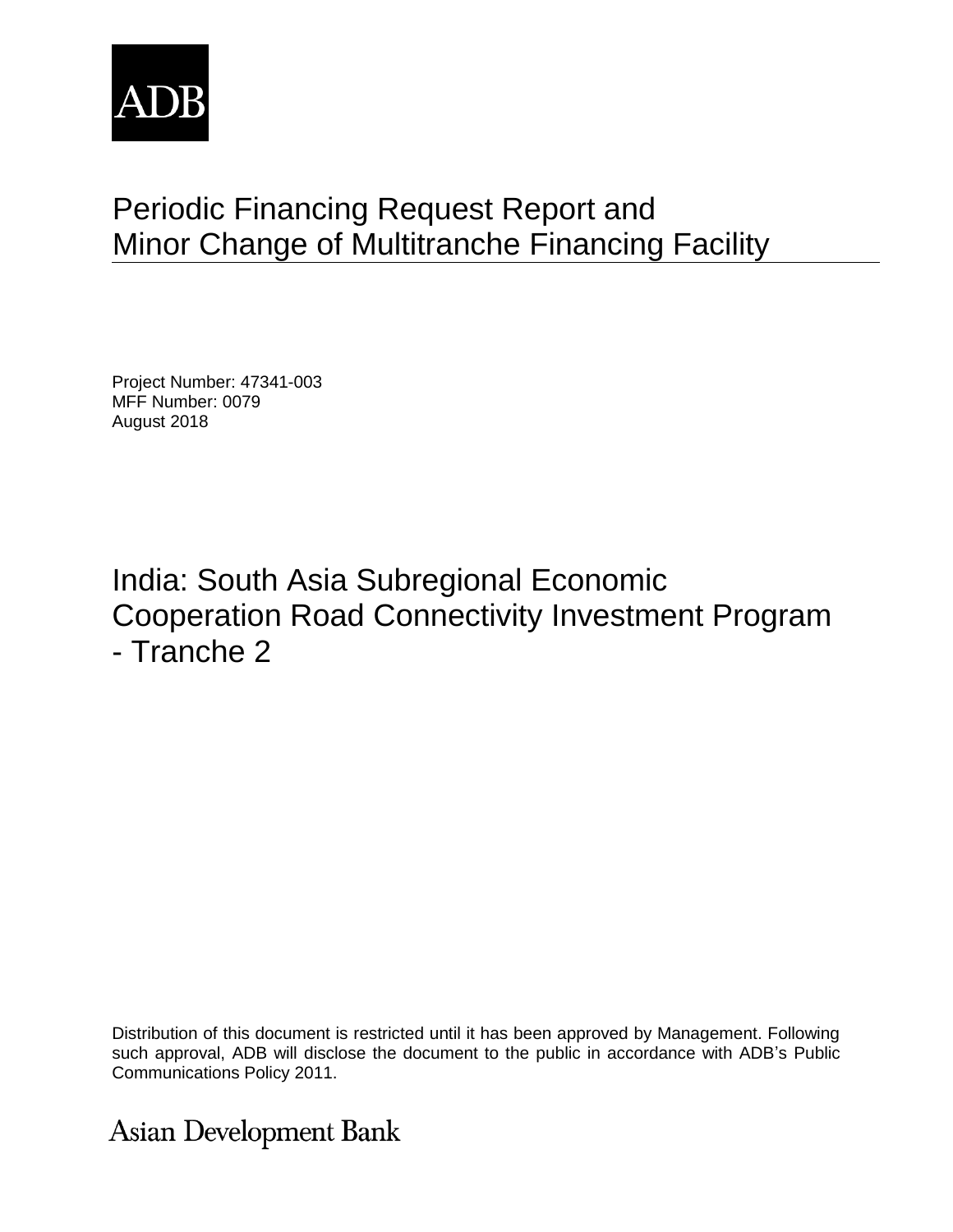ADB

# Periodic Financing Request Report and Minor Change of Multitranche Financing Facility

Project Number: 47341-003
MFF Number: 0079
August 2018

# India: South Asia Subregional Economic Cooperation Road Connectivity Investment Program - Tranche 2

Distribution of this document is restricted until it has been approved by Management. Following such approval, ADB will disclose the document to the public in accordance with ADB's Public Communications Policy 2011.

Asian Development Bank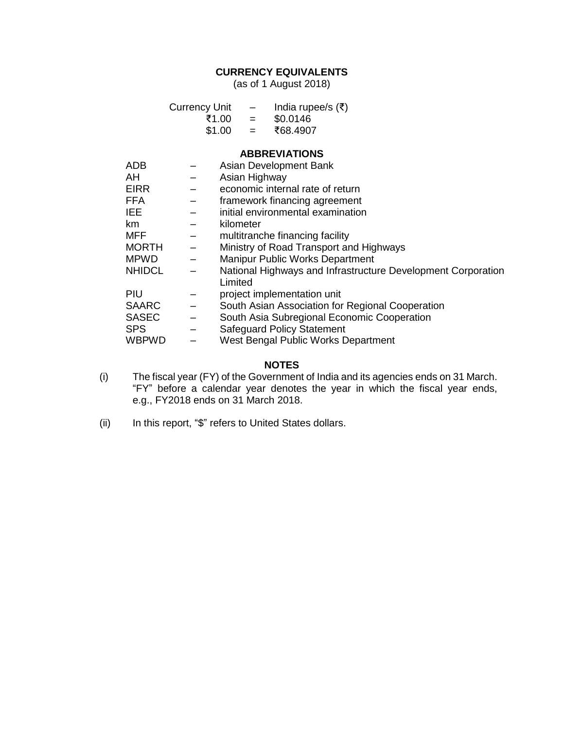## CURRENCY EQUIVALENTS

(as of 1 August 2018)

| Currency Unit | – | India rupee/s (₹) |
|---|---|---|
| ₹1.00 | = | $0.0146 |
| $1.00 | = | ₹68.4907 |

## ABBREVIATIONS

| | | |
|---|---|---|
| ADB | – | Asian Development Bank |
| AH | – | Asian Highway |
| EIRR | – | economic internal rate of return |
| FFA | – | framework financing agreement |
| IEE | – | initial environmental examination |
| km | – | kilometer |
| MFF | – | multitranche financing facility |
| MORTH | – | Ministry of Road Transport and Highways |
| MPWD | – | Manipur Public Works Department |
| NHIDCL | – | National Highways and Infrastructure Development Corporation Limited |
| PIU | – | project implementation unit |
| SAARC | – | South Asian Association for Regional Cooperation |
| SASEC | – | South Asia Subregional Economic Cooperation |
| SPS | – | Safeguard Policy Statement |
| WBPWD | – | West Bengal Public Works Department |

## NOTES

(i) The fiscal year (FY) of the Government of India and its agencies ends on 31 March. "FY" before a calendar year denotes the year in which the fiscal year ends, e.g., FY2018 ends on 31 March 2018.

(ii) In this report, "$" refers to United States dollars.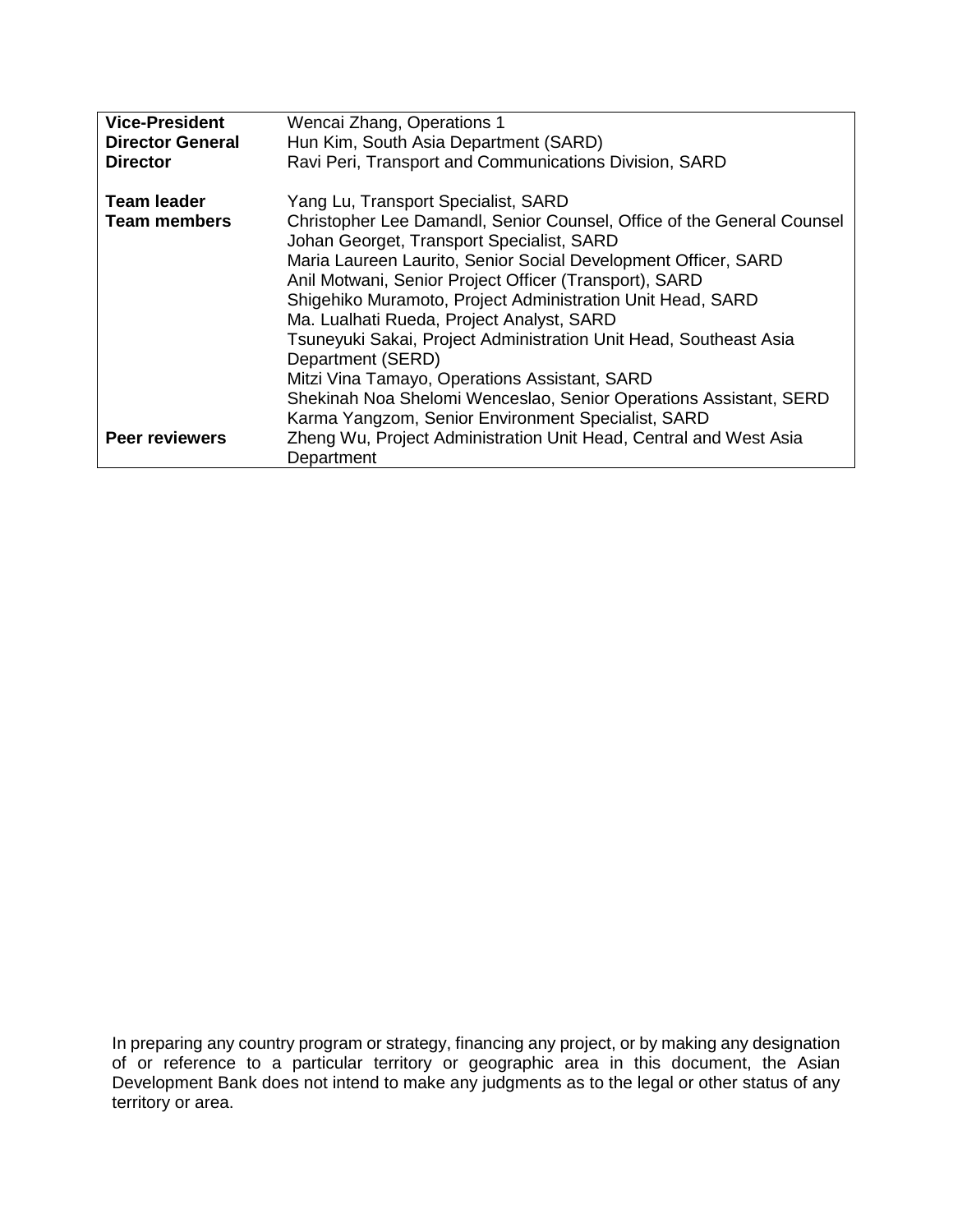| | |
|---|---|
| **Vice-President** | Wencai Zhang, Operations 1 |
| **Director General** | Hun Kim, South Asia Department (SARD) |
| **Director** | Ravi Peri, Transport and Communications Division, SARD |
| | |
| **Team leader** | Yang Lu, Transport Specialist, SARD |
| **Team members** | Christopher Lee Damandl, Senior Counsel, Office of the General Counsel<br>Johan Georget, Transport Specialist, SARD<br>Maria Laureen Laurito, Senior Social Development Officer, SARD<br>Anil Motwani, Senior Project Officer (Transport), SARD<br>Shigehiko Muramoto, Project Administration Unit Head, SARD<br>Ma. Lualhati Rueda, Project Analyst, SARD<br>Tsuneyuki Sakai, Project Administration Unit Head, Southeast Asia Department (SERD)<br>Mitzi Vina Tamayo, Operations Assistant, SARD<br>Shekinah Noa Shelomi Wenceslao, Senior Operations Assistant, SERD<br>Karma Yangzom, Senior Environment Specialist, SARD |
| **Peer reviewers** | Zheng Wu, Project Administration Unit Head, Central and West Asia Department |

In preparing any country program or strategy, financing any project, or by making any designation of or reference to a particular territory or geographic area in this document, the Asian Development Bank does not intend to make any judgments as to the legal or other status of any territory or area.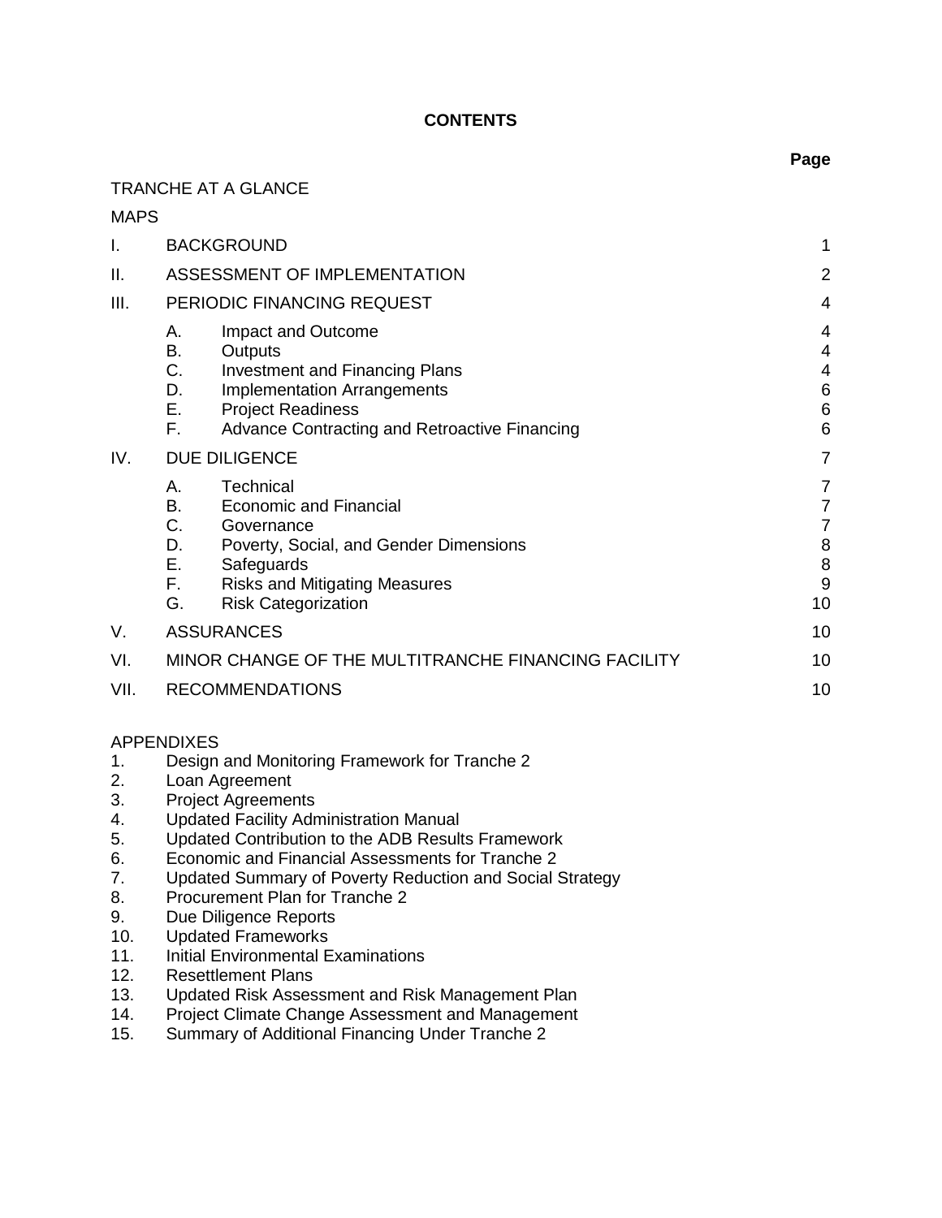# CONTENTS

| | | Page |
|---|---|---|
| TRANCHE AT A GLANCE | | |
| MAPS | | |
| I. | BACKGROUND | 1 |
| II. | ASSESSMENT OF IMPLEMENTATION | 2 |
| III. | PERIODIC FINANCING REQUEST | 4 |
| | A. Impact and Outcome | 4 |
| | B. Outputs | 4 |
| | C. Investment and Financing Plans | 4 |
| | D. Implementation Arrangements | 6 |
| | E. Project Readiness | 6 |
| | F. Advance Contracting and Retroactive Financing | 6 |
| IV. | DUE DILIGENCE | 7 |
| | A. Technical | 7 |
| | B. Economic and Financial | 7 |
| | C. Governance | 7 |
| | D. Poverty, Social, and Gender Dimensions | 8 |
| | E. Safeguards | 8 |
| | F. Risks and Mitigating Measures | 9 |
| | G. Risk Categorization | 10 |
| V. | ASSURANCES | 10 |
| VI. | MINOR CHANGE OF THE MULTITRANCHE FINANCING FACILITY | 10 |
| VII. | RECOMMENDATIONS | 10 |

APPENDIXES

1. Design and Monitoring Framework for Tranche 2
2. Loan Agreement
3. Project Agreements
4. Updated Facility Administration Manual
5. Updated Contribution to the ADB Results Framework
6. Economic and Financial Assessments for Tranche 2
7. Updated Summary of Poverty Reduction and Social Strategy
8. Procurement Plan for Tranche 2
9. Due Diligence Reports
10. Updated Frameworks
11. Initial Environmental Examinations
12. Resettlement Plans
13. Updated Risk Assessment and Risk Management Plan
14. Project Climate Change Assessment and Management
15. Summary of Additional Financing Under Tranche 2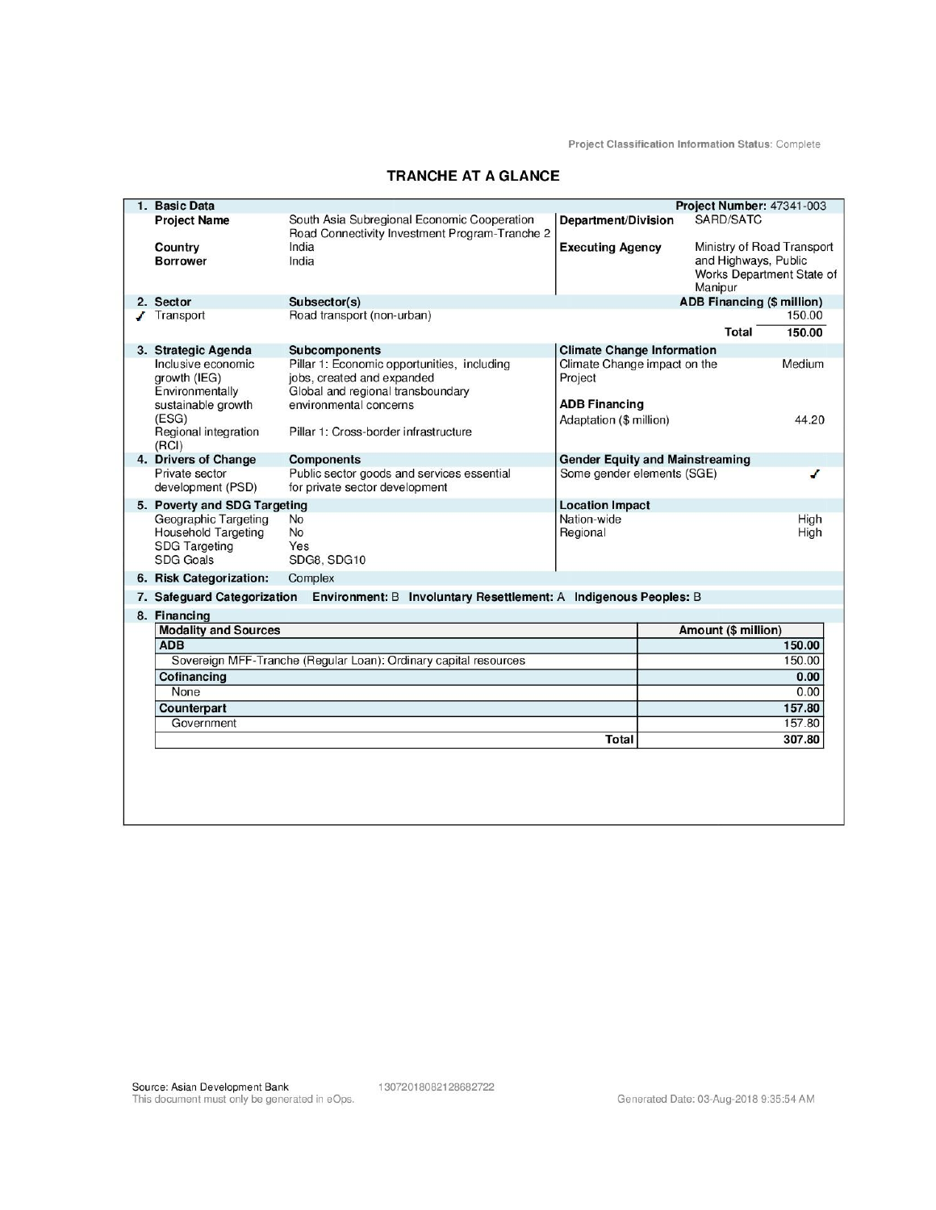Project Classification Information Status: Complete

# TRANCHE AT A GLANCE

| 1. Basic Data | | | Project Number: 47341-003 |
|---|---|---|---|
| Project Name | South Asia Subregional Economic Cooperation Road Connectivity Investment Program-Tranche 2 | Department/Division | SARD/SATC |
| Country | India | Executing Agency | Ministry of Road Transport and Highways, Public Works Department State of Manipur |
| Borrower | India | | |

| 2. Sector | Subsector(s) | ADB Financing ($ million) |
|---|---|---|
| ✓ Transport | Road transport (non-urban) | 150.00 |
| | Total | 150.00 |

| 3. Strategic Agenda | Subcomponents | Climate Change Information | |
|---|---|---|---|
| Inclusive economic growth (IEG) | Pillar 1: Economic opportunities, including jobs, created and expanded | Climate Change impact on the Project | Medium |
| Environmentally sustainable growth (ESG) | Global and regional transboundary environmental concerns | **ADB Financing** | |
| Regional integration (RCI) | Pillar 1: Cross-border infrastructure | Adaptation ($ million) | 44.20 |

| 4. Drivers of Change | Components | Gender Equity and Mainstreaming | |
|---|---|---|---|
| Private sector development (PSD) | Public sector goods and services essential for private sector development | Some gender elements (SGE) | ✓ |

| 5. Poverty and SDG Targeting | | Location Impact | |
|---|---|---|---|
| Geographic Targeting | No | Nation-wide | High |
| Household Targeting | No | Regional | High |
| SDG Targeting | Yes | | |
| SDG Goals | SDG8, SDG10 | | |

**6. Risk Categorization:** Complex

**7. Safeguard Categorization** Environment: B Involuntary Resettlement: A Indigenous Peoples: B

**8. Financing**

| Modality and Sources | Amount ($ million) |
|---|---|
| **ADB** | **150.00** |
| Sovereign MFF-Tranche (Regular Loan): Ordinary capital resources | 150.00 |
| **Cofinancing** | **0.00** |
| None | 0.00 |
| **Counterpart** | **157.80** |
| Government | 157.80 |
| **Total** | **307.80** |

Source: Asian Development Bank 13072018082128682722
This document must only be generated in eOps. Generated Date: 03-Aug-2018 9:35:54 AM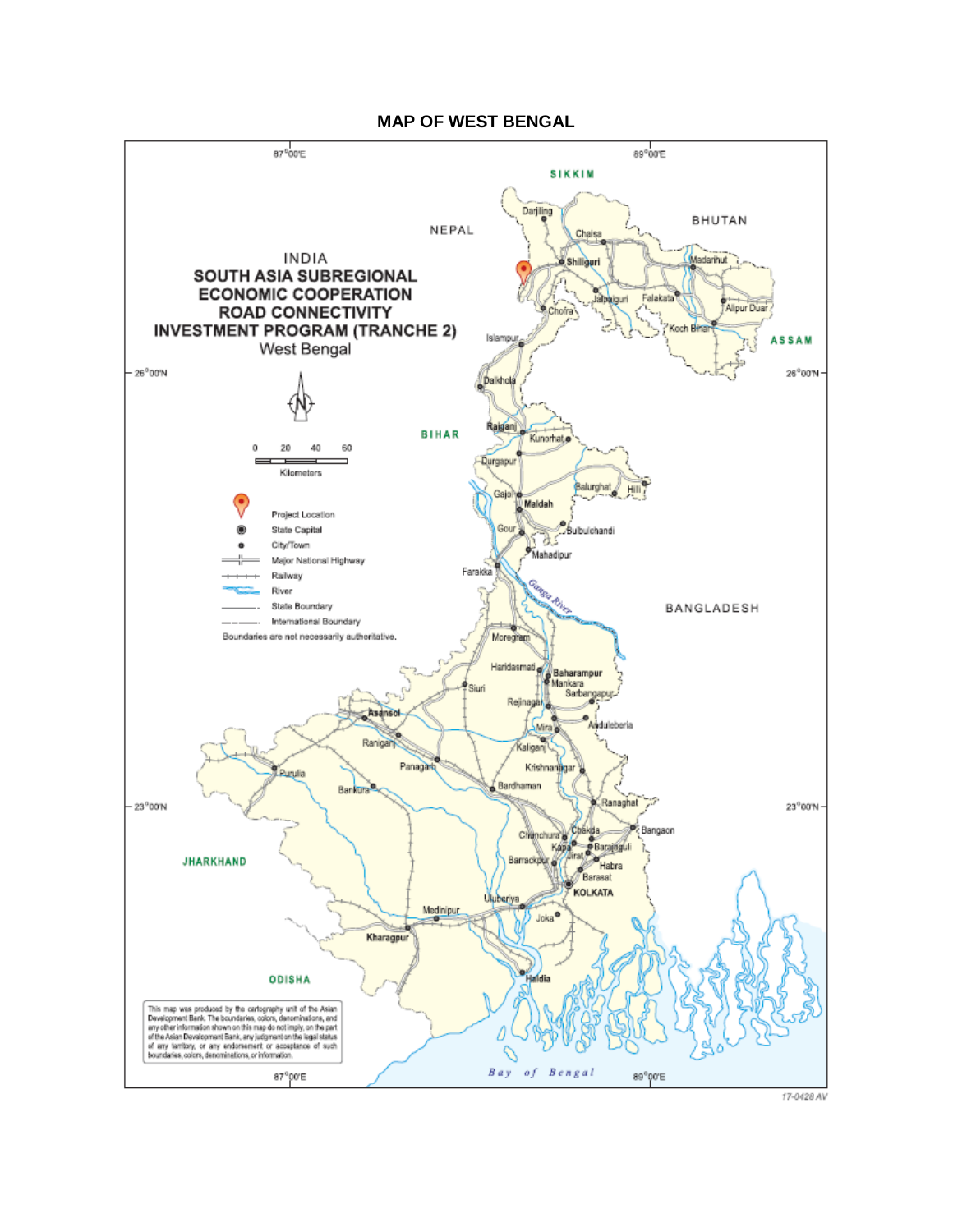## MAP OF WEST BENGAL

INDIA
**SOUTH ASIA SUBREGIONAL ECONOMIC COOPERATION ROAD CONNECTIVITY INVESTMENT PROGRAM (TRANCHE 2)**
West Bengal

0 20 40 60
Kilometers

- Project Location
- State Capital
- City/Town
- Major National Highway
- Railway
- River
- State Boundary
- International Boundary

Boundaries are not necessarily authoritative.

This map was produced by the cartography unit of the Asian Development Bank. The boundaries, colors, denominations, and any other information shown on this map do not imply, on the part of the Asian Development Bank, any judgment on the legal status of any territory, or any endorsement or acceptance of such boundaries, colors, denominations, or information.

17-0428 AV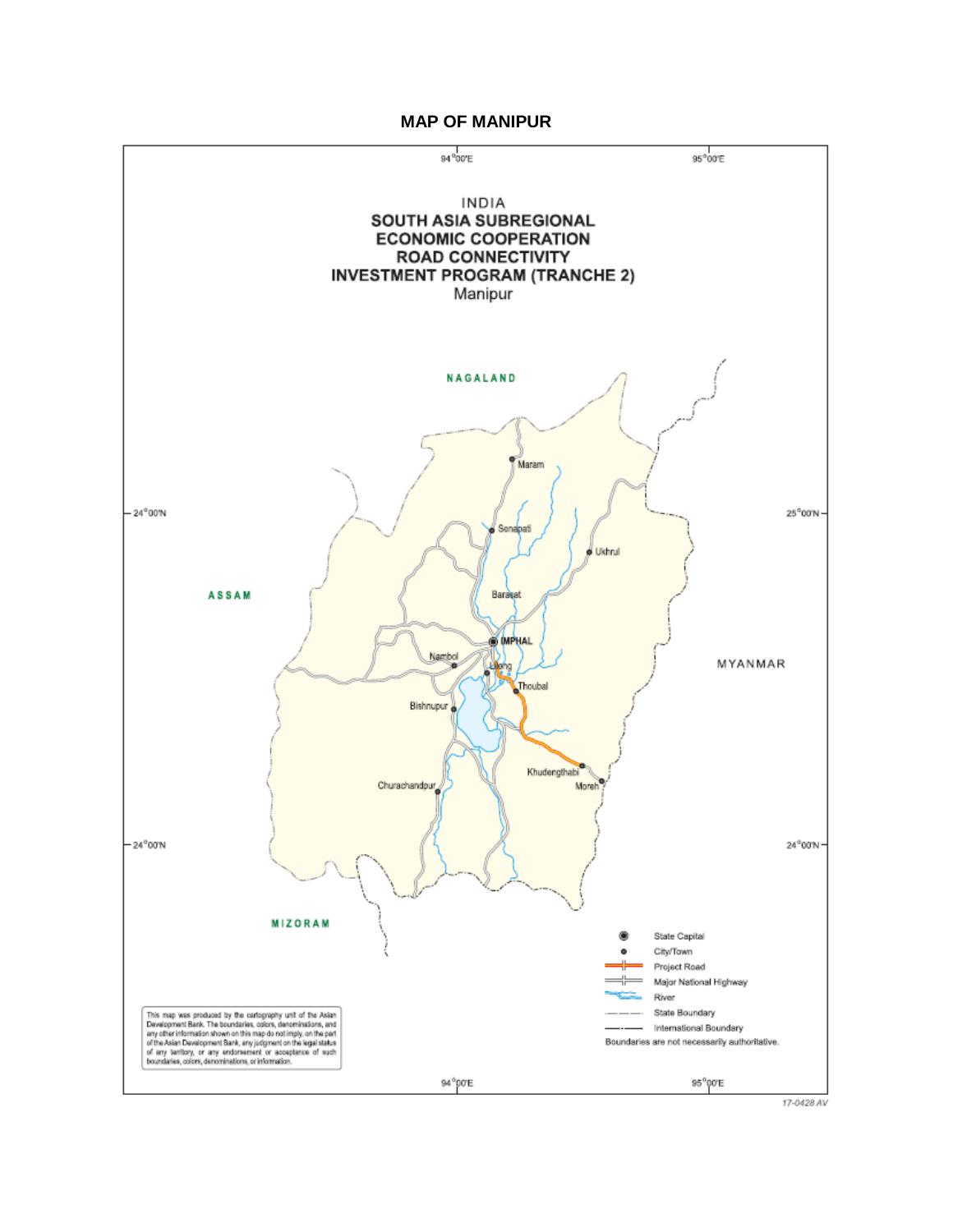# MAP OF MANIPUR

INDIA
SOUTH ASIA SUBREGIONAL ECONOMIC COOPERATION ROAD CONNECTIVITY INVESTMENT PROGRAM (TRANCHE 2)
Manipur

NAGALAND

ASSAM

MYANMAR

MIZORAM

Maram
Senapati
Ukhrul
Barasat
IMPHAL
Nambol
Lilong
Thoubal
Bishnupur
Khudengthabi
Moreh
Churachandpur

94°00'E
95°00'E
24°00'N
25°00'N

State Capital
City/Town
Project Road
Major National Highway
River
State Boundary
International Boundary
Boundaries are not necessarily authoritative.

This map was produced by the cartography unit of the Asian Development Bank. The boundaries, colors, denominations, and any other information shown on this map do not imply, on the part of the Asian Development Bank, any judgment on the legal status of any territory, or any endorsement or acceptance of such boundaries, colors, denominations, or information.

17-0428 AV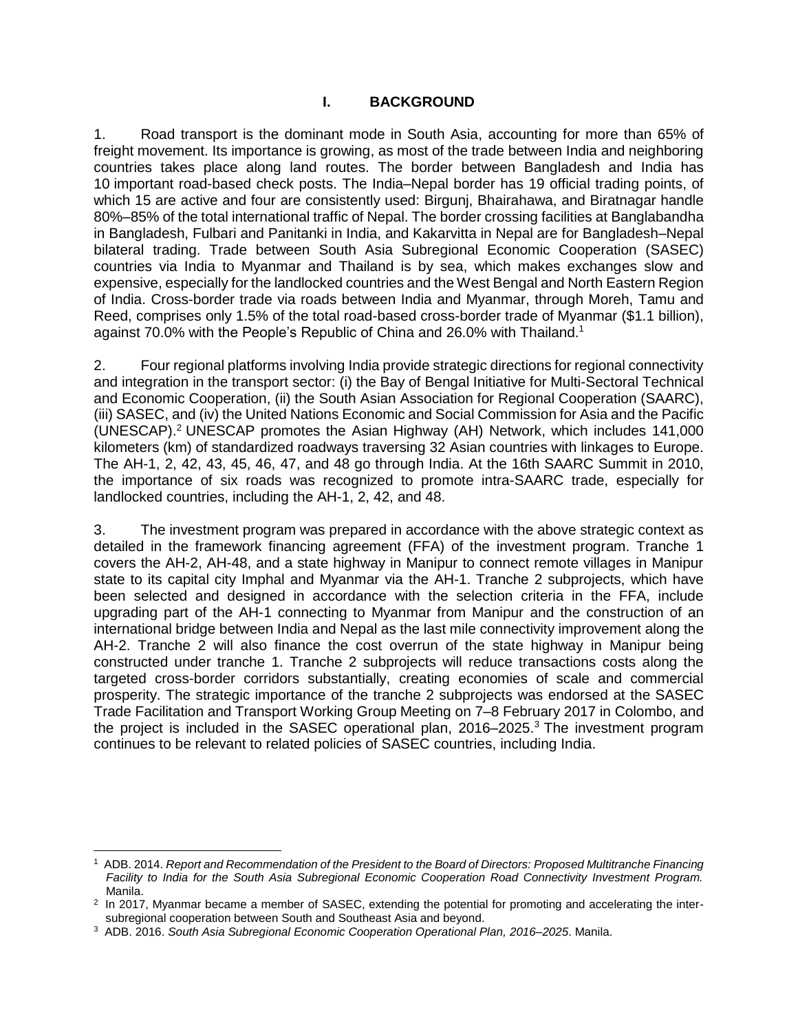# I. BACKGROUND

1. Road transport is the dominant mode in South Asia, accounting for more than 65% of freight movement. Its importance is growing, as most of the trade between India and neighboring countries takes place along land routes. The border between Bangladesh and India has 10 important road-based check posts. The India–Nepal border has 19 official trading points, of which 15 are active and four are consistently used: Birgunj, Bhairahawa, and Biratnagar handle 80%–85% of the total international traffic of Nepal. The border crossing facilities at Banglabandha in Bangladesh, Fulbari and Panitanki in India, and Kakarvitta in Nepal are for Bangladesh–Nepal bilateral trading. Trade between South Asia Subregional Economic Cooperation (SASEC) countries via India to Myanmar and Thailand is by sea, which makes exchanges slow and expensive, especially for the landlocked countries and the West Bengal and North Eastern Region of India. Cross-border trade via roads between India and Myanmar, through Moreh, Tamu and Reed, comprises only 1.5% of the total road-based cross-border trade of Myanmar ($1.1 billion), against 70.0% with the People's Republic of China and 26.0% with Thailand.[1]

2. Four regional platforms involving India provide strategic directions for regional connectivity and integration in the transport sector: (i) the Bay of Bengal Initiative for Multi-Sectoral Technical and Economic Cooperation, (ii) the South Asian Association for Regional Cooperation (SAARC), (iii) SASEC, and (iv) the United Nations Economic and Social Commission for Asia and the Pacific (UNESCAP).[2] UNESCAP promotes the Asian Highway (AH) Network, which includes 141,000 kilometers (km) of standardized roadways traversing 32 Asian countries with linkages to Europe. The AH-1, 2, 42, 43, 45, 46, 47, and 48 go through India. At the 16th SAARC Summit in 2010, the importance of six roads was recognized to promote intra-SAARC trade, especially for landlocked countries, including the AH-1, 2, 42, and 48.

3. The investment program was prepared in accordance with the above strategic context as detailed in the framework financing agreement (FFA) of the investment program. Tranche 1 covers the AH-2, AH-48, and a state highway in Manipur to connect remote villages in Manipur state to its capital city Imphal and Myanmar via the AH-1. Tranche 2 subprojects, which have been selected and designed in accordance with the selection criteria in the FFA, include upgrading part of the AH-1 connecting to Myanmar from Manipur and the construction of an international bridge between India and Nepal as the last mile connectivity improvement along the AH-2. Tranche 2 will also finance the cost overrun of the state highway in Manipur being constructed under tranche 1. Tranche 2 subprojects will reduce transactions costs along the targeted cross-border corridors substantially, creating economies of scale and commercial prosperity. The strategic importance of the tranche 2 subprojects was endorsed at the SASEC Trade Facilitation and Transport Working Group Meeting on 7–8 February 2017 in Colombo, and the project is included in the SASEC operational plan, 2016–2025.[3] The investment program continues to be relevant to related policies of SASEC countries, including India.

---

[1] ADB. 2014. *Report and Recommendation of the President to the Board of Directors: Proposed Multitranche Financing Facility to India for the South Asia Subregional Economic Cooperation Road Connectivity Investment Program.* Manila.

[2] In 2017, Myanmar became a member of SASEC, extending the potential for promoting and accelerating the inter-subregional cooperation between South and Southeast Asia and beyond.

[3] ADB. 2016. *South Asia Subregional Economic Cooperation Operational Plan, 2016–2025*. Manila.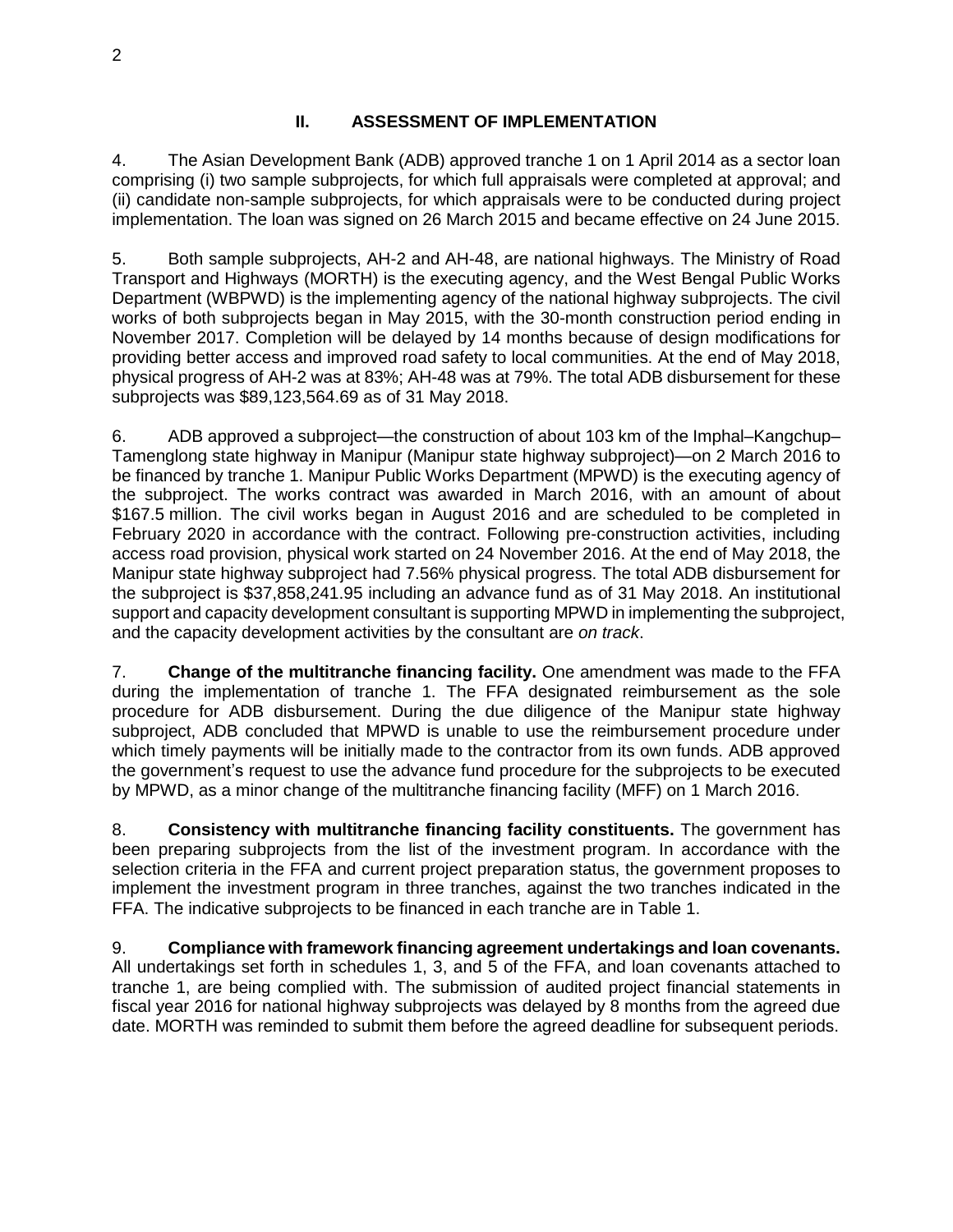## II. ASSESSMENT OF IMPLEMENTATION

4. The Asian Development Bank (ADB) approved tranche 1 on 1 April 2014 as a sector loan comprising (i) two sample subprojects, for which full appraisals were completed at approval; and (ii) candidate non-sample subprojects, for which appraisals were to be conducted during project implementation. The loan was signed on 26 March 2015 and became effective on 24 June 2015.

5. Both sample subprojects, AH-2 and AH-48, are national highways. The Ministry of Road Transport and Highways (MORTH) is the executing agency, and the West Bengal Public Works Department (WBPWD) is the implementing agency of the national highway subprojects. The civil works of both subprojects began in May 2015, with the 30-month construction period ending in November 2017. Completion will be delayed by 14 months because of design modifications for providing better access and improved road safety to local communities. At the end of May 2018, physical progress of AH-2 was at 83%; AH-48 was at 79%. The total ADB disbursement for these subprojects was $89,123,564.69 as of 31 May 2018.

6. ADB approved a subproject—the construction of about 103 km of the Imphal–Kangchup–Tamenglong state highway in Manipur (Manipur state highway subproject)—on 2 March 2016 to be financed by tranche 1. Manipur Public Works Department (MPWD) is the executing agency of the subproject. The works contract was awarded in March 2016, with an amount of about $167.5 million. The civil works began in August 2016 and are scheduled to be completed in February 2020 in accordance with the contract. Following pre-construction activities, including access road provision, physical work started on 24 November 2016. At the end of May 2018, the Manipur state highway subproject had 7.56% physical progress. The total ADB disbursement for the subproject is $37,858,241.95 including an advance fund as of 31 May 2018. An institutional support and capacity development consultant is supporting MPWD in implementing the subproject, and the capacity development activities by the consultant are *on track*.

7. **Change of the multitranche financing facility.** One amendment was made to the FFA during the implementation of tranche 1. The FFA designated reimbursement as the sole procedure for ADB disbursement. During the due diligence of the Manipur state highway subproject, ADB concluded that MPWD is unable to use the reimbursement procedure under which timely payments will be initially made to the contractor from its own funds. ADB approved the government's request to use the advance fund procedure for the subprojects to be executed by MPWD, as a minor change of the multitranche financing facility (MFF) on 1 March 2016.

8. **Consistency with multitranche financing facility constituents.** The government has been preparing subprojects from the list of the investment program. In accordance with the selection criteria in the FFA and current project preparation status, the government proposes to implement the investment program in three tranches, against the two tranches indicated in the FFA. The indicative subprojects to be financed in each tranche are in Table 1.

9. **Compliance with framework financing agreement undertakings and loan covenants.** All undertakings set forth in schedules 1, 3, and 5 of the FFA, and loan covenants attached to tranche 1, are being complied with. The submission of audited project financial statements in fiscal year 2016 for national highway subprojects was delayed by 8 months from the agreed due date. MORTH was reminded to submit them before the agreed deadline for subsequent periods.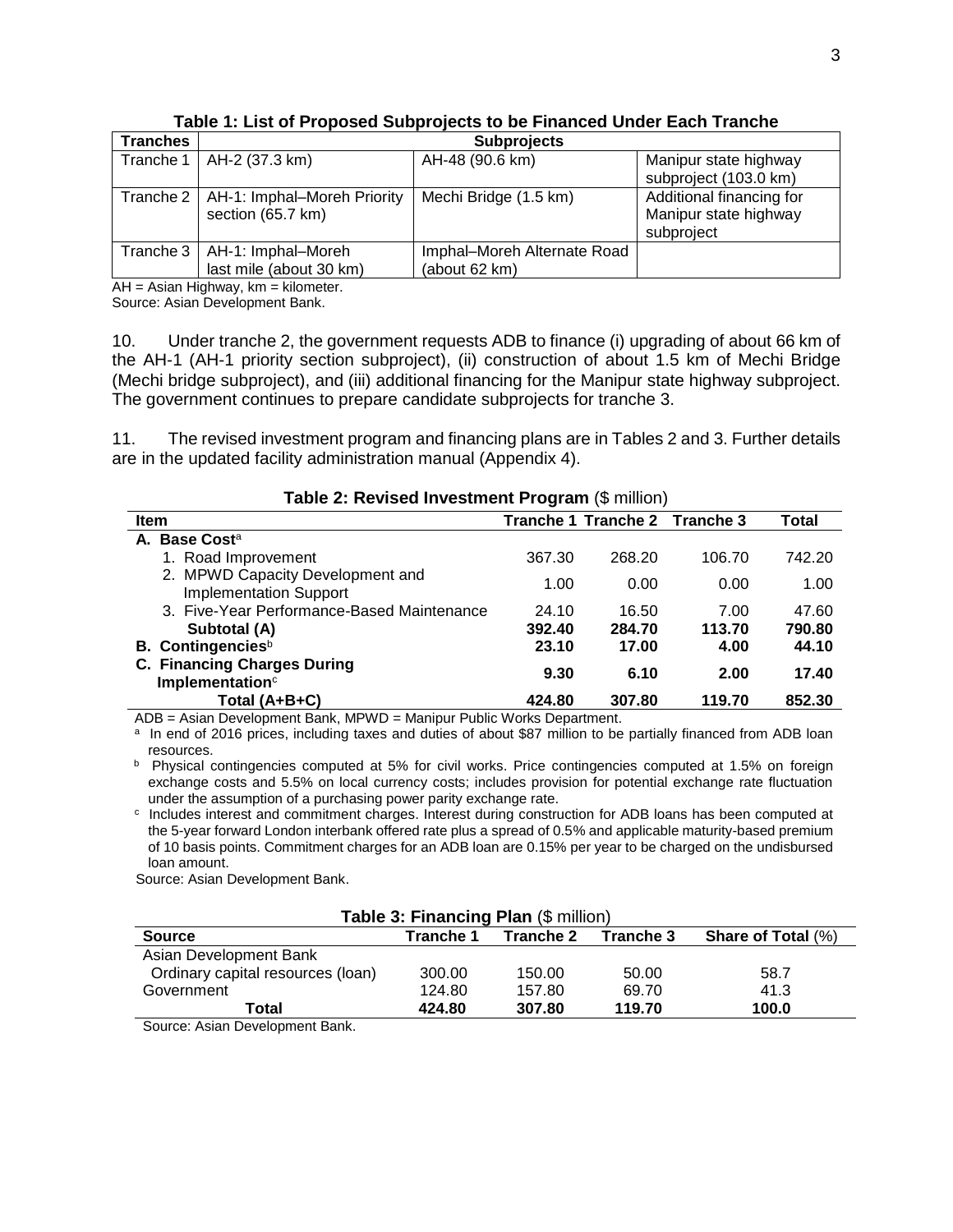**Table 1: List of Proposed Subprojects to be Financed Under Each Tranche**

| Tranches | Subprojects | | |
|---|---|---|---|
| Tranche 1 | AH-2 (37.3 km) | AH-48 (90.6 km) | Manipur state highway subproject (103.0 km) |
| Tranche 2 | AH-1: Imphal–Moreh Priority section (65.7 km) | Mechi Bridge (1.5 km) | Additional financing for Manipur state highway subproject |
| Tranche 3 | AH-1: Imphal–Moreh last mile (about 30 km) | Imphal–Moreh Alternate Road (about 62 km) | |

AH = Asian Highway, km = kilometer.
Source: Asian Development Bank.

10. Under tranche 2, the government requests ADB to finance (i) upgrading of about 66 km of the AH-1 (AH-1 priority section subproject), (ii) construction of about 1.5 km of Mechi Bridge (Mechi bridge subproject), and (iii) additional financing for the Manipur state highway subproject. The government continues to prepare candidate subprojects for tranche 3.

11. The revised investment program and financing plans are in Tables 2 and 3. Further details are in the updated facility administration manual (Appendix 4).

**Table 2: Revised Investment Program** ($ million)

| Item | Tranche 1 | Tranche 2 | Tranche 3 | Total |
|---|---|---|---|---|
| **A. Base Cost**[a] | | | | |
| 1. Road Improvement | 367.30 | 268.20 | 106.70 | 742.20 |
| 2. MPWD Capacity Development and Implementation Support | 1.00 | 0.00 | 0.00 | 1.00 |
| 3. Five-Year Performance-Based Maintenance | 24.10 | 16.50 | 7.00 | 47.60 |
| **Subtotal (A)** | **392.40** | **284.70** | **113.70** | **790.80** |
| **B. Contingencies**[b] | **23.10** | **17.00** | **4.00** | **44.10** |
| **C. Financing Charges During Implementation**[c] | **9.30** | **6.10** | **2.00** | **17.40** |
| **Total (A+B+C)** | **424.80** | **307.80** | **119.70** | **852.30** |

ADB = Asian Development Bank, MPWD = Manipur Public Works Department.
[a] In end of 2016 prices, including taxes and duties of about $87 million to be partially financed from ADB loan resources.
[b] Physical contingencies computed at 5% for civil works. Price contingencies computed at 1.5% on foreign exchange costs and 5.5% on local currency costs; includes provision for potential exchange rate fluctuation under the assumption of a purchasing power parity exchange rate.
[c] Includes interest and commitment charges. Interest during construction for ADB loans has been computed at the 5-year forward London interbank offered rate plus a spread of 0.5% and applicable maturity-based premium of 10 basis points. Commitment charges for an ADB loan are 0.15% per year to be charged on the undisbursed loan amount.
Source: Asian Development Bank.

**Table 3: Financing Plan** ($ million)

| Source | Tranche 1 | Tranche 2 | Tranche 3 | Share of Total (%) |
|---|---|---|---|---|
| Asian Development Bank | | | | |
| Ordinary capital resources (loan) | 300.00 | 150.00 | 50.00 | 58.7 |
| Government | 124.80 | 157.80 | 69.70 | 41.3 |
| **Total** | **424.80** | **307.80** | **119.70** | **100.0** |

Source: Asian Development Bank.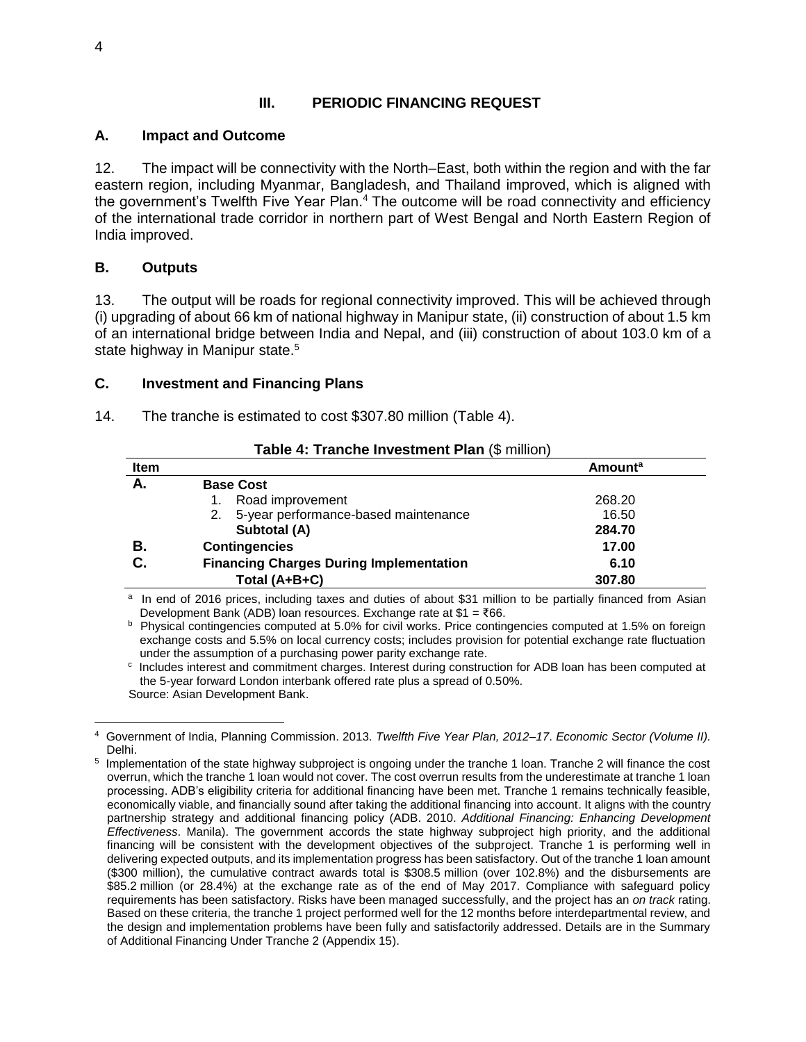## III. PERIODIC FINANCING REQUEST

### A. Impact and Outcome

12. The impact will be connectivity with the North–East, both within the region and with the far eastern region, including Myanmar, Bangladesh, and Thailand improved, which is aligned with the government's Twelfth Five Year Plan.[4] The outcome will be road connectivity and efficiency of the international trade corridor in northern part of West Bengal and North Eastern Region of India improved.

### B. Outputs

13. The output will be roads for regional connectivity improved. This will be achieved through (i) upgrading of about 66 km of national highway in Manipur state, (ii) construction of about 1.5 km of an international bridge between India and Nepal, and (iii) construction of about 103.0 km of a state highway in Manipur state.[5]

### C. Investment and Financing Plans

14. The tranche is estimated to cost $307.80 million (Table 4).

**Table 4: Tranche Investment Plan** ($ million)

| Item | | Amount[a] |
|---|---|---|
| **A.** | **Base Cost** | |
| | 1. Road improvement | 268.20 |
| | 2. 5-year performance-based maintenance | 16.50 |
| | **Subtotal (A)** | **284.70** |
| **B.** | **Contingencies** | **17.00** |
| **C.** | **Financing Charges During Implementation** | **6.10** |
| | **Total (A+B+C)** | **307.80** |

[a] In end of 2016 prices, including taxes and duties of about $31 million to be partially financed from Asian Development Bank (ADB) loan resources. Exchange rate at $1 = ₹66.

[b] Physical contingencies computed at 5.0% for civil works. Price contingencies computed at 1.5% on foreign exchange costs and 5.5% on local currency costs; includes provision for potential exchange rate fluctuation under the assumption of a purchasing power parity exchange rate.

[c] Includes interest and commitment charges. Interest during construction for ADB loan has been computed at the 5-year forward London interbank offered rate plus a spread of 0.50%.

Source: Asian Development Bank.

---

[4] Government of India, Planning Commission. 2013. *Twelfth Five Year Plan, 2012–17*. *Economic Sector (Volume II).* Delhi.

[5] Implementation of the state highway subproject is ongoing under the tranche 1 loan. Tranche 2 will finance the cost overrun, which the tranche 1 loan would not cover. The cost overrun results from the underestimate at tranche 1 loan processing. ADB's eligibility criteria for additional financing have been met. Tranche 1 remains technically feasible, economically viable, and financially sound after taking the additional financing into account. It aligns with the country partnership strategy and additional financing policy (ADB. 2010. *Additional Financing: Enhancing Development Effectiveness*. Manila). The government accords the state highway subproject high priority, and the additional financing will be consistent with the development objectives of the subproject. Tranche 1 is performing well in delivering expected outputs, and its implementation progress has been satisfactory. Out of the tranche 1 loan amount ($300 million), the cumulative contract awards total is $308.5 million (over 102.8%) and the disbursements are $85.2 million (or 28.4%) at the exchange rate as of the end of May 2017. Compliance with safeguard policy requirements has been satisfactory. Risks have been managed successfully, and the project has an *on track* rating. Based on these criteria, the tranche 1 project performed well for the 12 months before interdepartmental review, and the design and implementation problems have been fully and satisfactorily addressed. Details are in the Summary of Additional Financing Under Tranche 2 (Appendix 15).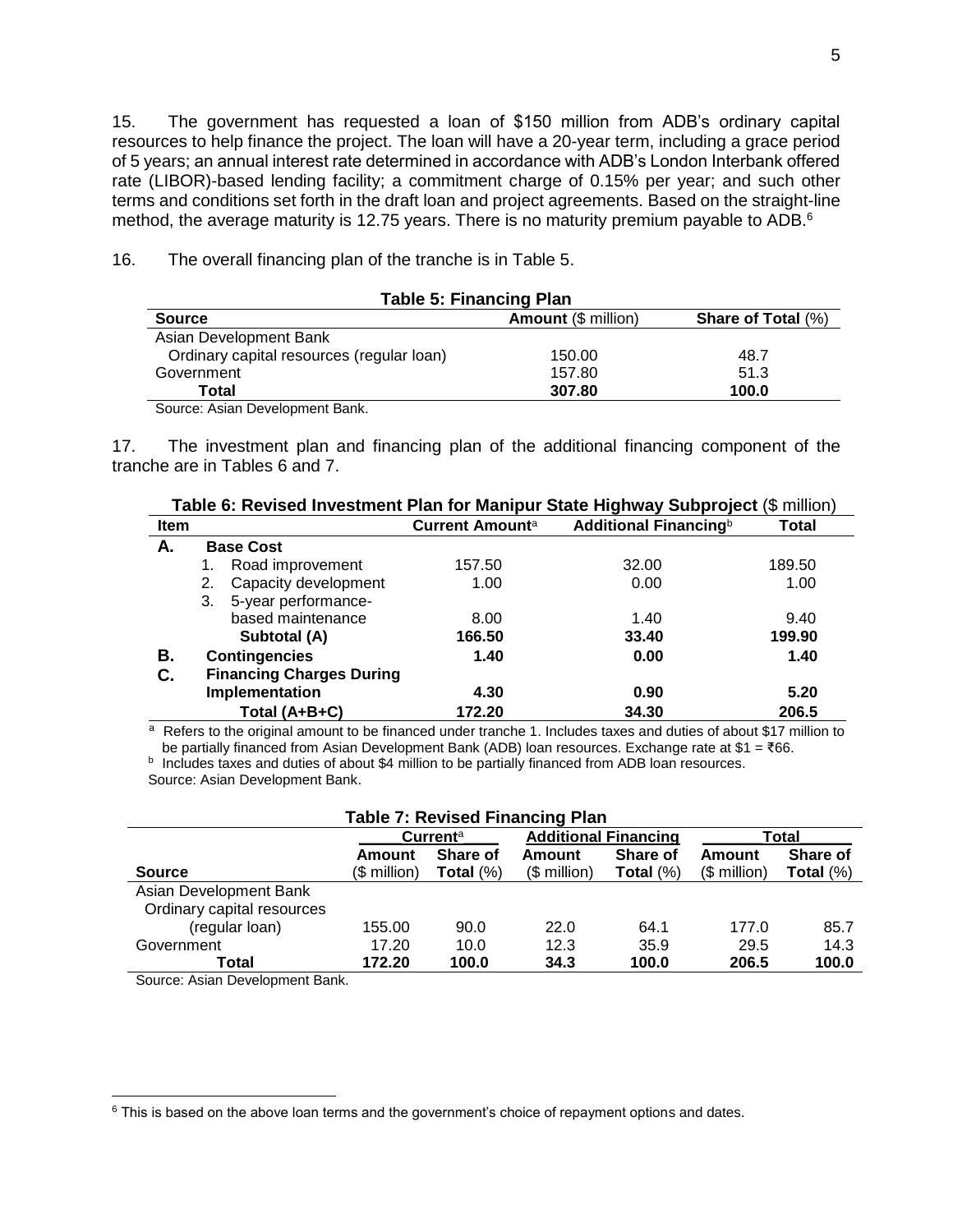15. The government has requested a loan of $150 million from ADB's ordinary capital resources to help finance the project. The loan will have a 20-year term, including a grace period of 5 years; an annual interest rate determined in accordance with ADB's London Interbank offered rate (LIBOR)-based lending facility; a commitment charge of 0.15% per year; and such other terms and conditions set forth in the draft loan and project agreements. Based on the straight-line method, the average maturity is 12.75 years. There is no maturity premium payable to ADB.[6]

16. The overall financing plan of the tranche is in Table 5.

**Table 5: Financing Plan**

| Source | Amount ($ million) | Share of Total (%) |
|---|---|---|
| Asian Development Bank | | |
| Ordinary capital resources (regular loan) | 150.00 | 48.7 |
| Government | 157.80 | 51.3 |
| **Total** | **307.80** | **100.0** |

Source: Asian Development Bank.

17. The investment plan and financing plan of the additional financing component of the tranche are in Tables 6 and 7.

**Table 6: Revised Investment Plan for Manipur State Highway Subproject** ($ million)

| Item | | Current Amount[a] | Additional Financing[b] | Total |
|---|---|---|---|---|
| **A.** | **Base Cost** | | | |
| | 1. Road improvement | 157.50 | 32.00 | 189.50 |
| | 2. Capacity development | 1.00 | 0.00 | 1.00 |
| | 3. 5-year performance-based maintenance | 8.00 | 1.40 | 9.40 |
| | **Subtotal (A)** | **166.50** | **33.40** | **199.90** |
| **B.** | **Contingencies** | **1.40** | **0.00** | **1.40** |
| **C.** | **Financing Charges During Implementation** | **4.30** | **0.90** | **5.20** |
| | **Total (A+B+C)** | **172.20** | **34.30** | **206.5** |

[a] Refers to the original amount to be financed under tranche 1. Includes taxes and duties of about $17 million to be partially financed from Asian Development Bank (ADB) loan resources. Exchange rate at $1 = ₹66.
[b] Includes taxes and duties of about $4 million to be partially financed from ADB loan resources.
Source: Asian Development Bank.

**Table 7: Revised Financing Plan**

| | Current[a] | | Additional Financing | | Total | |
|---|---|---|---|---|---|---|
| **Source** | **Amount** ($ million) | **Share of Total** (%) | **Amount** ($ million) | **Share of Total** (%) | **Amount** ($ million) | **Share of Total** (%) |
| Asian Development Bank | | | | | | |
| Ordinary capital resources (regular loan) | 155.00 | 90.0 | 22.0 | 64.1 | 177.0 | 85.7 |
| Government | 17.20 | 10.0 | 12.3 | 35.9 | 29.5 | 14.3 |
| **Total** | **172.20** | **100.0** | **34.3** | **100.0** | **206.5** | **100.0** |

Source: Asian Development Bank.

[6] This is based on the above loan terms and the government's choice of repayment options and dates.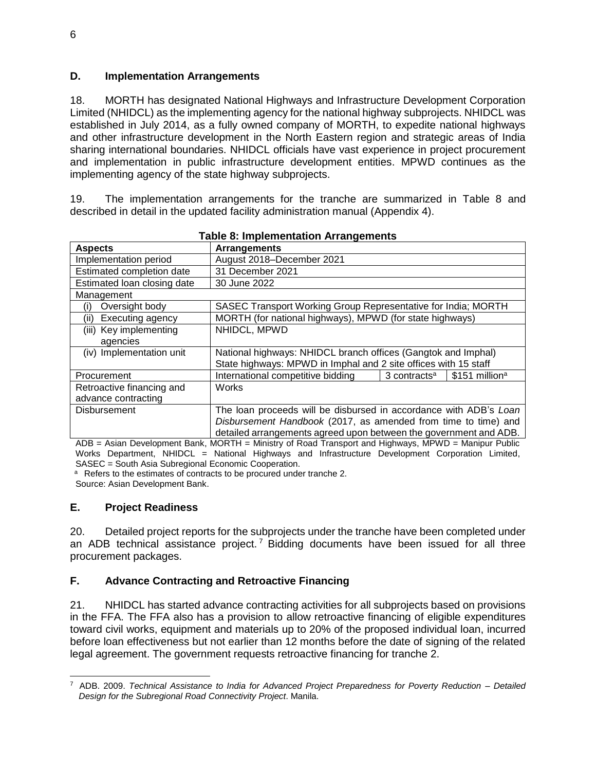## D. Implementation Arrangements

18. MORTH has designated National Highways and Infrastructure Development Corporation Limited (NHIDCL) as the implementing agency for the national highway subprojects. NHIDCL was established in July 2014, as a fully owned company of MORTH, to expedite national highways and other infrastructure development in the North Eastern region and strategic areas of India sharing international boundaries. NHIDCL officials have vast experience in project procurement and implementation in public infrastructure development entities. MPWD continues as the implementing agency of the state highway subprojects.

19. The implementation arrangements for the tranche are summarized in Table 8 and described in detail in the updated facility administration manual (Appendix 4).

**Table 8: Implementation Arrangements**

| Aspects | Arrangements | | |
|---|---|---|---|
| Implementation period | August 2018–December 2021 | | |
| Estimated completion date | 31 December 2021 | | |
| Estimated loan closing date | 30 June 2022 | | |
| Management | | | |
| (i) Oversight body | SASEC Transport Working Group Representative for India; MORTH | | |
| (ii) Executing agency | MORTH (for national highways), MPWD (for state highways) | | |
| (iii) Key implementing agencies | NHIDCL, MPWD | | |
| (iv) Implementation unit | National highways: NHIDCL branch offices (Gangtok and Imphal) State highways: MPWD in Imphal and 2 site offices with 15 staff | | |
| Procurement | International competitive bidding | 3 contracts[a] | \$151 million[a] |
| Retroactive financing and advance contracting | Works | | |
| Disbursement | The loan proceeds will be disbursed in accordance with ADB's *Loan Disbursement Handbook* (2017, as amended from time to time) and detailed arrangements agreed upon between the government and ADB. | | |

ADB = Asian Development Bank, MORTH = Ministry of Road Transport and Highways, MPWD = Manipur Public Works Department, NHIDCL = National Highways and Infrastructure Development Corporation Limited, SASEC = South Asia Subregional Economic Cooperation.

[a] Refers to the estimates of contracts to be procured under tranche 2.

Source: Asian Development Bank.

## E. Project Readiness

20. Detailed project reports for the subprojects under the tranche have been completed under an ADB technical assistance project.[7] Bidding documents have been issued for all three procurement packages.

## F. Advance Contracting and Retroactive Financing

21. NHIDCL has started advance contracting activities for all subprojects based on provisions in the FFA. The FFA also has a provision to allow retroactive financing of eligible expenditures toward civil works, equipment and materials up to 20% of the proposed individual loan, incurred before loan effectiveness but not earlier than 12 months before the date of signing of the related legal agreement. The government requests retroactive financing for tranche 2.

---

[7] ADB. 2009. *Technical Assistance to India for Advanced Project Preparedness for Poverty Reduction – Detailed Design for the Subregional Road Connectivity Project*. Manila.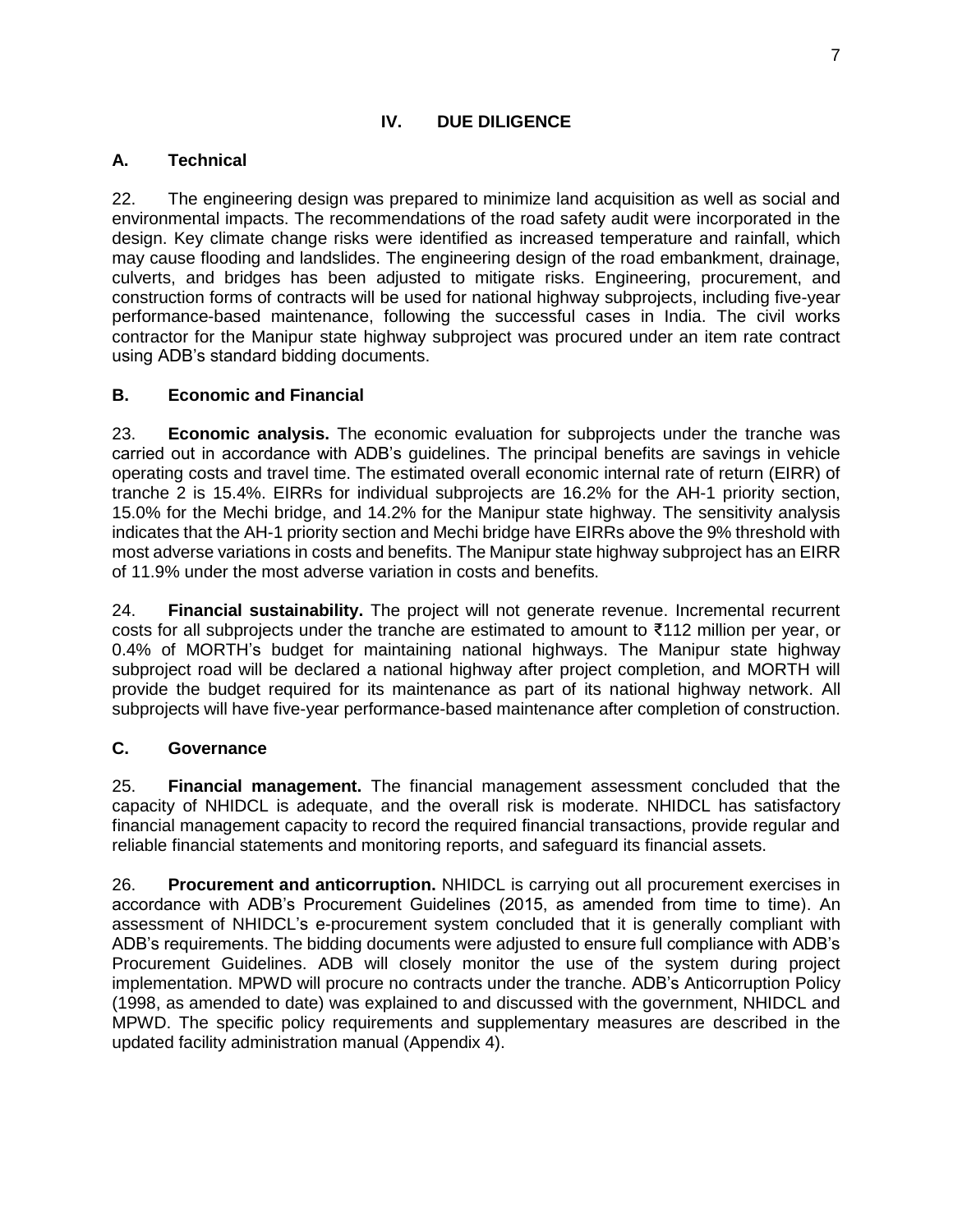# IV. DUE DILIGENCE

## A. Technical

22. The engineering design was prepared to minimize land acquisition as well as social and environmental impacts. The recommendations of the road safety audit were incorporated in the design. Key climate change risks were identified as increased temperature and rainfall, which may cause flooding and landslides. The engineering design of the road embankment, drainage, culverts, and bridges has been adjusted to mitigate risks. Engineering, procurement, and construction forms of contracts will be used for national highway subprojects, including five-year performance-based maintenance, following the successful cases in India. The civil works contractor for the Manipur state highway subproject was procured under an item rate contract using ADB's standard bidding documents.

## B. Economic and Financial

23. **Economic analysis.** The economic evaluation for subprojects under the tranche was carried out in accordance with ADB's guidelines. The principal benefits are savings in vehicle operating costs and travel time. The estimated overall economic internal rate of return (EIRR) of tranche 2 is 15.4%. EIRRs for individual subprojects are 16.2% for the AH-1 priority section, 15.0% for the Mechi bridge, and 14.2% for the Manipur state highway. The sensitivity analysis indicates that the AH-1 priority section and Mechi bridge have EIRRs above the 9% threshold with most adverse variations in costs and benefits. The Manipur state highway subproject has an EIRR of 11.9% under the most adverse variation in costs and benefits.

24. **Financial sustainability.** The project will not generate revenue. Incremental recurrent costs for all subprojects under the tranche are estimated to amount to ₹112 million per year, or 0.4% of MORTH's budget for maintaining national highways. The Manipur state highway subproject road will be declared a national highway after project completion, and MORTH will provide the budget required for its maintenance as part of its national highway network. All subprojects will have five-year performance-based maintenance after completion of construction.

## C. Governance

25. **Financial management.** The financial management assessment concluded that the capacity of NHIDCL is adequate, and the overall risk is moderate. NHIDCL has satisfactory financial management capacity to record the required financial transactions, provide regular and reliable financial statements and monitoring reports, and safeguard its financial assets.

26. **Procurement and anticorruption.** NHIDCL is carrying out all procurement exercises in accordance with ADB's Procurement Guidelines (2015, as amended from time to time). An assessment of NHIDCL's e-procurement system concluded that it is generally compliant with ADB's requirements. The bidding documents were adjusted to ensure full compliance with ADB's Procurement Guidelines. ADB will closely monitor the use of the system during project implementation. MPWD will procure no contracts under the tranche. ADB's Anticorruption Policy (1998, as amended to date) was explained to and discussed with the government, NHIDCL and MPWD. The specific policy requirements and supplementary measures are described in the updated facility administration manual (Appendix 4).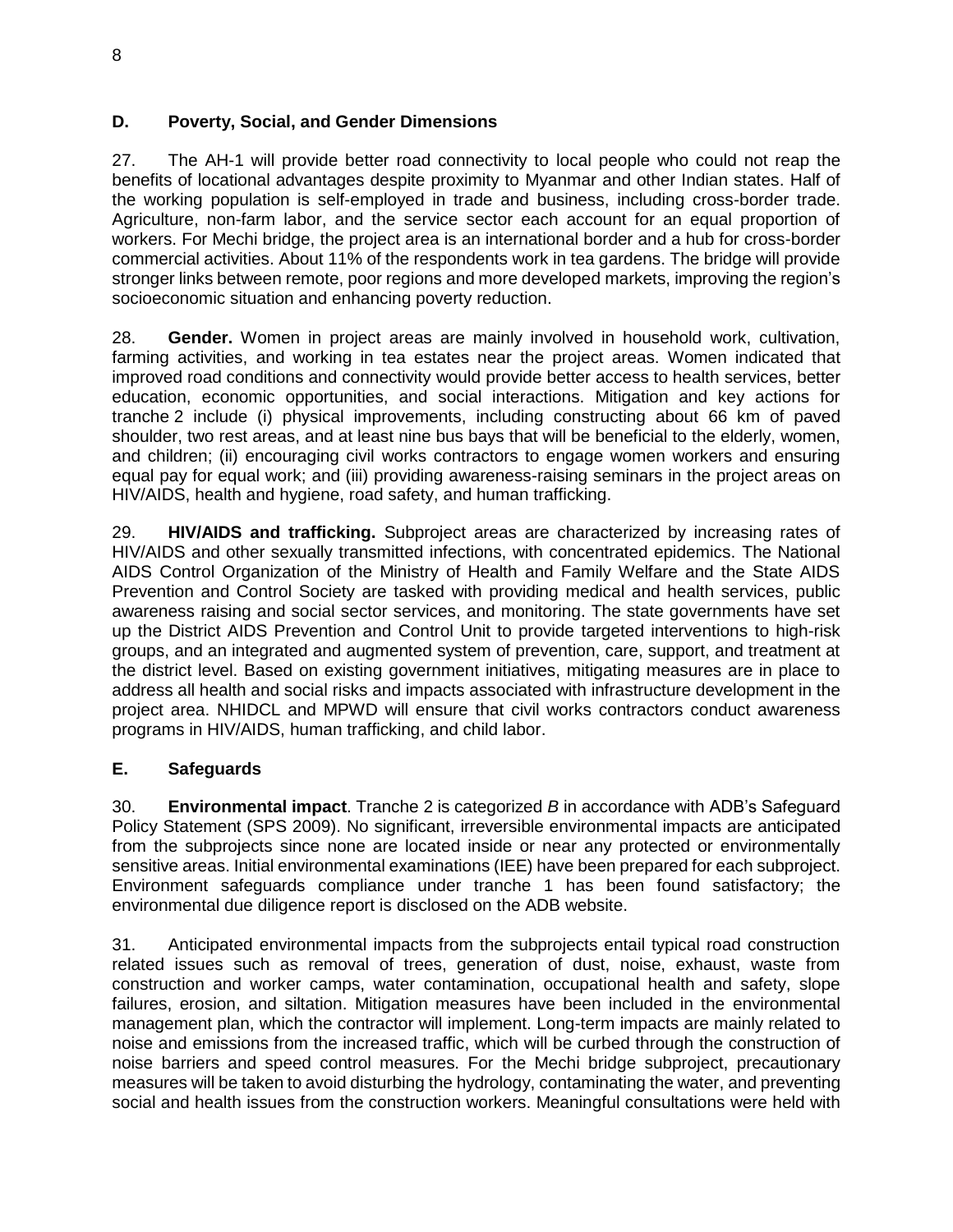## D. Poverty, Social, and Gender Dimensions

27. The AH-1 will provide better road connectivity to local people who could not reap the benefits of locational advantages despite proximity to Myanmar and other Indian states. Half of the working population is self-employed in trade and business, including cross-border trade. Agriculture, non-farm labor, and the service sector each account for an equal proportion of workers. For Mechi bridge, the project area is an international border and a hub for cross-border commercial activities. About 11% of the respondents work in tea gardens. The bridge will provide stronger links between remote, poor regions and more developed markets, improving the region's socioeconomic situation and enhancing poverty reduction.

28. **Gender.** Women in project areas are mainly involved in household work, cultivation, farming activities, and working in tea estates near the project areas. Women indicated that improved road conditions and connectivity would provide better access to health services, better education, economic opportunities, and social interactions. Mitigation and key actions for tranche 2 include (i) physical improvements, including constructing about 66 km of paved shoulder, two rest areas, and at least nine bus bays that will be beneficial to the elderly, women, and children; (ii) encouraging civil works contractors to engage women workers and ensuring equal pay for equal work; and (iii) providing awareness-raising seminars in the project areas on HIV/AIDS, health and hygiene, road safety, and human trafficking.

29. **HIV/AIDS and trafficking.** Subproject areas are characterized by increasing rates of HIV/AIDS and other sexually transmitted infections, with concentrated epidemics. The National AIDS Control Organization of the Ministry of Health and Family Welfare and the State AIDS Prevention and Control Society are tasked with providing medical and health services, public awareness raising and social sector services, and monitoring. The state governments have set up the District AIDS Prevention and Control Unit to provide targeted interventions to high-risk groups, and an integrated and augmented system of prevention, care, support, and treatment at the district level. Based on existing government initiatives, mitigating measures are in place to address all health and social risks and impacts associated with infrastructure development in the project area. NHIDCL and MPWD will ensure that civil works contractors conduct awareness programs in HIV/AIDS, human trafficking, and child labor.

## E. Safeguards

30. **Environmental impact**. Tranche 2 is categorized *B* in accordance with ADB's Safeguard Policy Statement (SPS 2009). No significant, irreversible environmental impacts are anticipated from the subprojects since none are located inside or near any protected or environmentally sensitive areas. Initial environmental examinations (IEE) have been prepared for each subproject. Environment safeguards compliance under tranche 1 has been found satisfactory; the environmental due diligence report is disclosed on the ADB website.

31. Anticipated environmental impacts from the subprojects entail typical road construction related issues such as removal of trees, generation of dust, noise, exhaust, waste from construction and worker camps, water contamination, occupational health and safety, slope failures, erosion, and siltation. Mitigation measures have been included in the environmental management plan, which the contractor will implement. Long-term impacts are mainly related to noise and emissions from the increased traffic, which will be curbed through the construction of noise barriers and speed control measures. For the Mechi bridge subproject, precautionary measures will be taken to avoid disturbing the hydrology, contaminating the water, and preventing social and health issues from the construction workers. Meaningful consultations were held with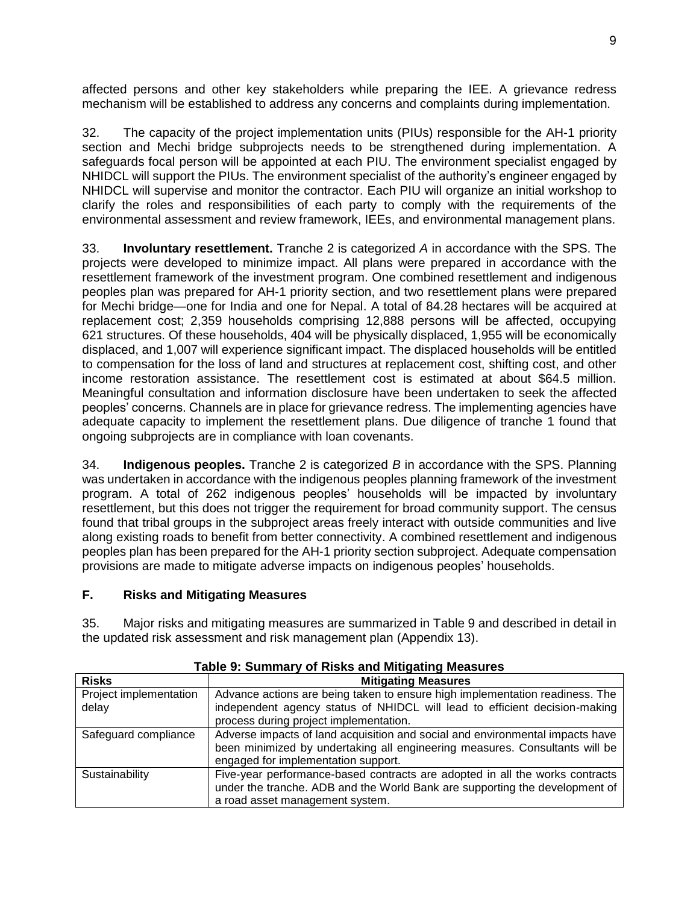affected persons and other key stakeholders while preparing the IEE. A grievance redress mechanism will be established to address any concerns and complaints during implementation.

32. The capacity of the project implementation units (PIUs) responsible for the AH-1 priority section and Mechi bridge subprojects needs to be strengthened during implementation. A safeguards focal person will be appointed at each PIU. The environment specialist engaged by NHIDCL will support the PIUs. The environment specialist of the authority's engineer engaged by NHIDCL will supervise and monitor the contractor. Each PIU will organize an initial workshop to clarify the roles and responsibilities of each party to comply with the requirements of the environmental assessment and review framework, IEEs, and environmental management plans.

33. **Involuntary resettlement.** Tranche 2 is categorized *A* in accordance with the SPS. The projects were developed to minimize impact. All plans were prepared in accordance with the resettlement framework of the investment program. One combined resettlement and indigenous peoples plan was prepared for AH-1 priority section, and two resettlement plans were prepared for Mechi bridge—one for India and one for Nepal. A total of 84.28 hectares will be acquired at replacement cost; 2,359 households comprising 12,888 persons will be affected, occupying 621 structures. Of these households, 404 will be physically displaced, 1,955 will be economically displaced, and 1,007 will experience significant impact. The displaced households will be entitled to compensation for the loss of land and structures at replacement cost, shifting cost, and other income restoration assistance. The resettlement cost is estimated at about $64.5 million. Meaningful consultation and information disclosure have been undertaken to seek the affected peoples' concerns. Channels are in place for grievance redress. The implementing agencies have adequate capacity to implement the resettlement plans. Due diligence of tranche 1 found that ongoing subprojects are in compliance with loan covenants.

34. **Indigenous peoples.** Tranche 2 is categorized *B* in accordance with the SPS. Planning was undertaken in accordance with the indigenous peoples planning framework of the investment program. A total of 262 indigenous peoples' households will be impacted by involuntary resettlement, but this does not trigger the requirement for broad community support. The census found that tribal groups in the subproject areas freely interact with outside communities and live along existing roads to benefit from better connectivity. A combined resettlement and indigenous peoples plan has been prepared for the AH-1 priority section subproject. Adequate compensation provisions are made to mitigate adverse impacts on indigenous peoples' households.

## F. Risks and Mitigating Measures

35. Major risks and mitigating measures are summarized in Table 9 and described in detail in the updated risk assessment and risk management plan (Appendix 13).

**Table 9: Summary of Risks and Mitigating Measures**

| Risks | Mitigating Measures |
|---|---|
| Project implementation delay | Advance actions are being taken to ensure high implementation readiness. The independent agency status of NHIDCL will lead to efficient decision-making process during project implementation. |
| Safeguard compliance | Adverse impacts of land acquisition and social and environmental impacts have been minimized by undertaking all engineering measures. Consultants will be engaged for implementation support. |
| Sustainability | Five-year performance-based contracts are adopted in all the works contracts under the tranche. ADB and the World Bank are supporting the development of a road asset management system. |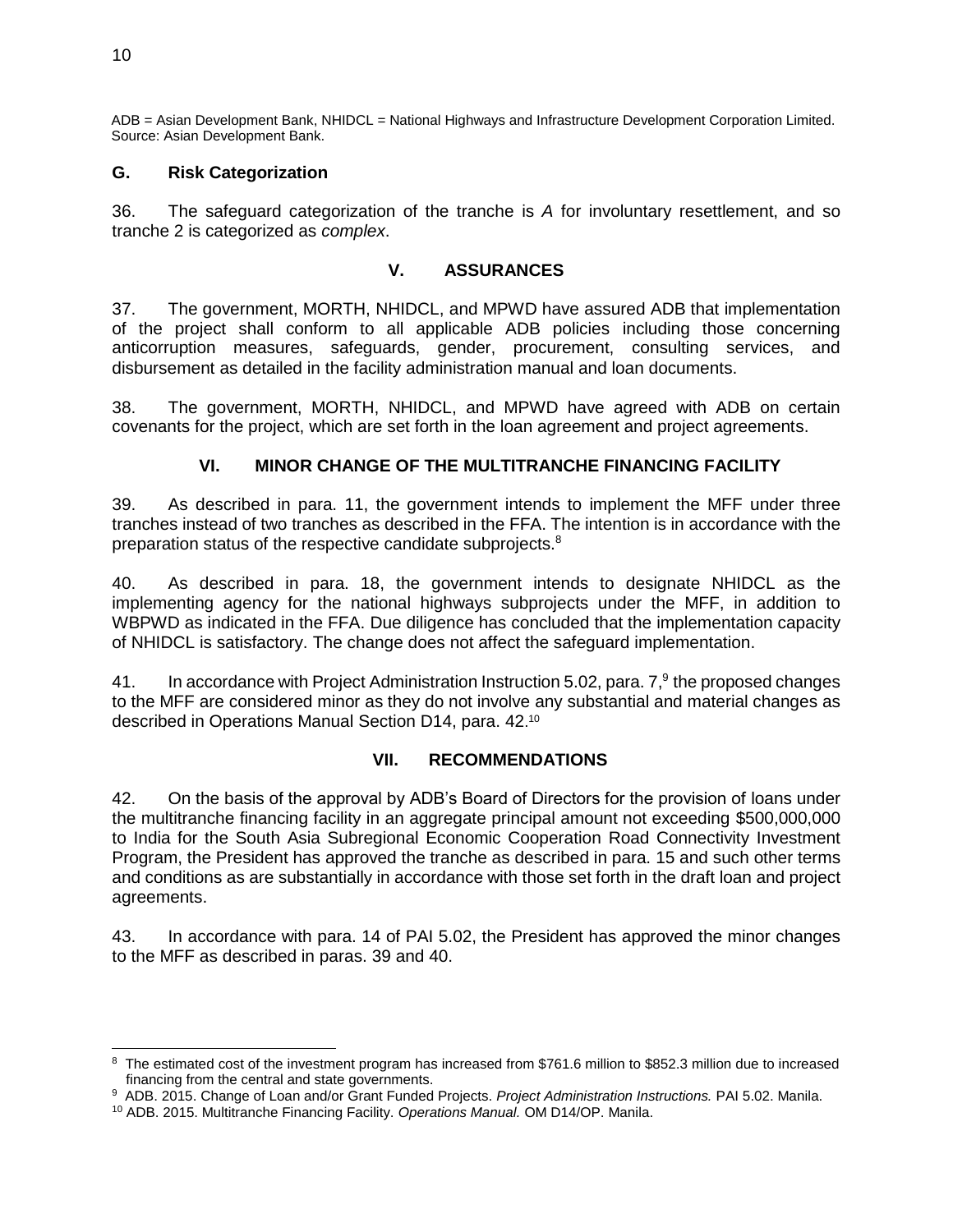ADB = Asian Development Bank, NHIDCL = National Highways and Infrastructure Development Corporation Limited.
Source: Asian Development Bank.

### G. Risk Categorization

36. The safeguard categorization of the tranche is *A* for involuntary resettlement, and so tranche 2 is categorized as *complex*.

## V. ASSURANCES

37. The government, MORTH, NHIDCL, and MPWD have assured ADB that implementation of the project shall conform to all applicable ADB policies including those concerning anticorruption measures, safeguards, gender, procurement, consulting services, and disbursement as detailed in the facility administration manual and loan documents.

38. The government, MORTH, NHIDCL, and MPWD have agreed with ADB on certain covenants for the project, which are set forth in the loan agreement and project agreements.

## VI. MINOR CHANGE OF THE MULTITRANCHE FINANCING FACILITY

39. As described in para. 11, the government intends to implement the MFF under three tranches instead of two tranches as described in the FFA. The intention is in accordance with the preparation status of the respective candidate subprojects.[8]

40. As described in para. 18, the government intends to designate NHIDCL as the implementing agency for the national highways subprojects under the MFF, in addition to WBPWD as indicated in the FFA. Due diligence has concluded that the implementation capacity of NHIDCL is satisfactory. The change does not affect the safeguard implementation.

41. In accordance with Project Administration Instruction 5.02, para. 7,[9] the proposed changes to the MFF are considered minor as they do not involve any substantial and material changes as described in Operations Manual Section D14, para. 42.[10]

## VII. RECOMMENDATIONS

42. On the basis of the approval by ADB's Board of Directors for the provision of loans under the multitranche financing facility in an aggregate principal amount not exceeding $500,000,000 to India for the South Asia Subregional Economic Cooperation Road Connectivity Investment Program, the President has approved the tranche as described in para. 15 and such other terms and conditions as are substantially in accordance with those set forth in the draft loan and project agreements.

43. In accordance with para. 14 of PAI 5.02, the President has approved the minor changes to the MFF as described in paras. 39 and 40.

---

[8] The estimated cost of the investment program has increased from $761.6 million to $852.3 million due to increased financing from the central and state governments.

[9] ADB. 2015. Change of Loan and/or Grant Funded Projects. *Project Administration Instructions.* PAI 5.02. Manila.

[10] ADB. 2015. Multitranche Financing Facility. *Operations Manual.* OM D14/OP. Manila.